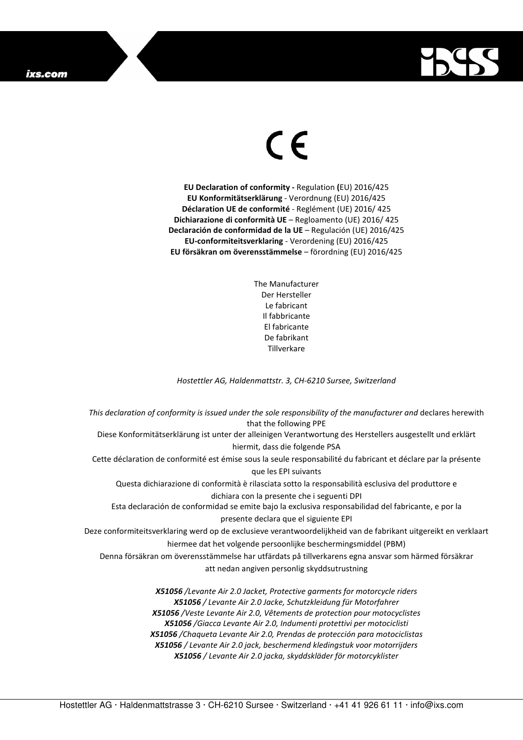CE

**EU Declaration of conformity -** Regulation **(**EU) 2016/425
**EU Konformitätserklärung** - Verordnung (EU) 2016/425
**Déclaration UE de conformité** - Reglément (UE) 2016/ 425
**Dichiarazione di conformità UE** – Regloamento (UE) 2016/ 425
**Declaración de conformidad de la UE** – Regulación (UE) 2016/425
**EU-conformiteitsverklaring** - Verordening (EU) 2016/425
**EU försäkran om överensstämmelse** – förordning (EU) 2016/425

The Manufacturer
Der Hersteller
Le fabricant
Il fabbricante
El fabricante
De fabrikant
Tillverkare

*Hostettler AG, Haldenmattstr. 3, CH-6210 Sursee, Switzerland*

*This declaration of conformity is issued under the sole responsibility of the manufacturer and* declares herewith that the following PPE

Diese Konformitätserklärung ist unter der alleinigen Verantwortung des Herstellers ausgestellt und erklärt hiermit, dass die folgende PSA

Cette déclaration de conformité est émise sous la seule responsabilité du fabricant et déclare par la présente que les EPI suivants

Questa dichiarazione di conformità è rilasciata sotto la responsabilità esclusiva del produttore e dichiara con la presente che i seguenti DPI

Esta declaración de conformidad se emite bajo la exclusiva responsabilidad del fabricante, e por la presente declara que el siguiente EPI

Deze conformiteitsverklaring werd op de exclusieve verantwoordelijkheid van de fabrikant uitgereikt en verklaart hiermee dat het volgende persoonlijke beschermingsmiddel (PBM)

Denna försäkran om överensstämmelse har utfärdats på tillverkarens egna ansvar som härmed försäkrar att nedan angiven personlig skyddsutrustning

***X51056** /Levante Air 2.0 Jacket, Protective garments for motorcycle riders*
***X51056** / Levante Air 2.0 Jacke, Schutzkleidung für Motorfahrer*
***X51056** /Veste Levante Air 2.0, Vêtements de protection pour motocyclistes*
***X51056** /Giacca Levante Air 2.0, Indumenti protettivi per motociclisti*
***X51056** /Chaqueta Levante Air 2.0, Prendas de protección para motociclistas*
***X51056** / Levante Air 2.0 jack, beschermend kledingstuk voor motorrijders*
***X51056** / Levante Air 2.0 jacka, skyddskläder för motorcyklister*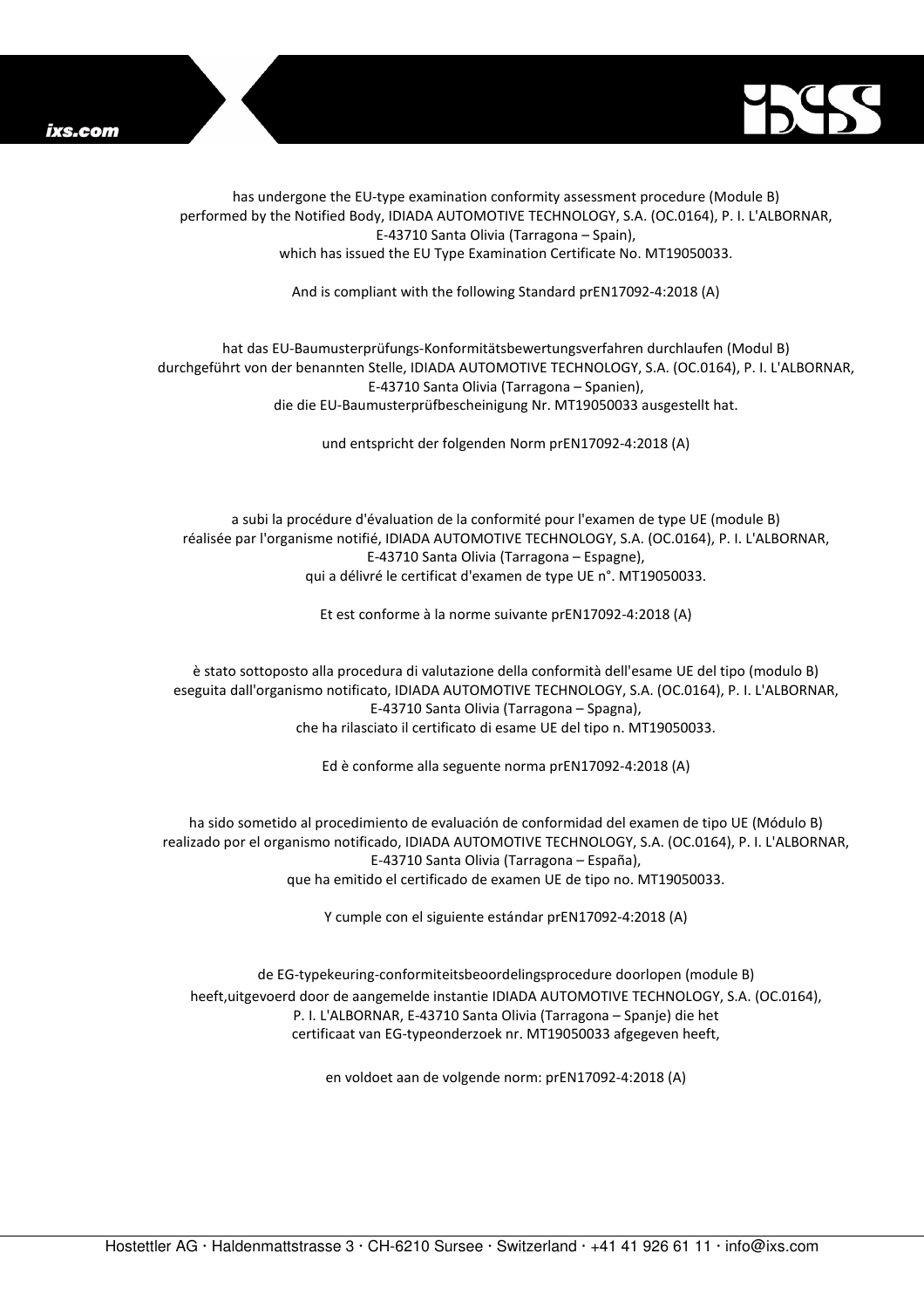has undergone the EU-type examination conformity assessment procedure (Module B)
performed by the Notified Body, IDIADA AUTOMOTIVE TECHNOLOGY, S.A. (OC.0164), P. I. L'ALBORNAR,
E-43710 Santa Olivia (Tarragona – Spain),
which has issued the EU Type Examination Certificate No. MT19050033.

And is compliant with the following Standard prEN17092-4:2018 (A)

hat das EU-Baumusterprüfungs-Konformitätsbewertungsverfahren durchlaufen (Modul B)
durchgeführt von der benannten Stelle, IDIADA AUTOMOTIVE TECHNOLOGY, S.A. (OC.0164), P. I. L'ALBORNAR,
E-43710 Santa Olivia (Tarragona – Spanien),
die die EU-Baumusterprüfbescheinigung Nr. MT19050033 ausgestellt hat.

und entspricht der folgenden Norm prEN17092-4:2018 (A)

a subi la procédure d'évaluation de la conformité pour l'examen de type UE (module B)
réalisée par l'organisme notifié, IDIADA AUTOMOTIVE TECHNOLOGY, S.A. (OC.0164), P. I. L'ALBORNAR,
E-43710 Santa Olivia (Tarragona – Espagne),
qui a délivré le certificat d'examen de type UE n°. MT19050033.

Et est conforme à la norme suivante prEN17092-4:2018 (A)

è stato sottoposto alla procedura di valutazione della conformità dell'esame UE del tipo (modulo B)
eseguita dall'organismo notificato, IDIADA AUTOMOTIVE TECHNOLOGY, S.A. (OC.0164), P. I. L'ALBORNAR,
E-43710 Santa Olivia (Tarragona – Spagna),
che ha rilasciato il certificato di esame UE del tipo n. MT19050033.

Ed è conforme alla seguente norma prEN17092-4:2018 (A)

ha sido sometido al procedimiento de evaluación de conformidad del examen de tipo UE (Módulo B)
realizado por el organismo notificado, IDIADA AUTOMOTIVE TECHNOLOGY, S.A. (OC.0164), P. I. L'ALBORNAR,
E-43710 Santa Olivia (Tarragona – España),
que ha emitido el certificado de examen UE de tipo no. MT19050033.

Y cumple con el siguiente estándar prEN17092-4:2018 (A)

de EG-typekeuring-conformiteitsbeoordelingsprocedure doorlopen (module B)
heeft,uitgevoerd door de aangemelde instantie IDIADA AUTOMOTIVE TECHNOLOGY, S.A. (OC.0164),
P. I. L'ALBORNAR, E-43710 Santa Olivia (Tarragona – Spanje) die het
certificaat van EG-typeonderzoek nr. MT19050033 afgegeven heeft,

en voldoet aan de volgende norm: prEN17092-4:2018 (A)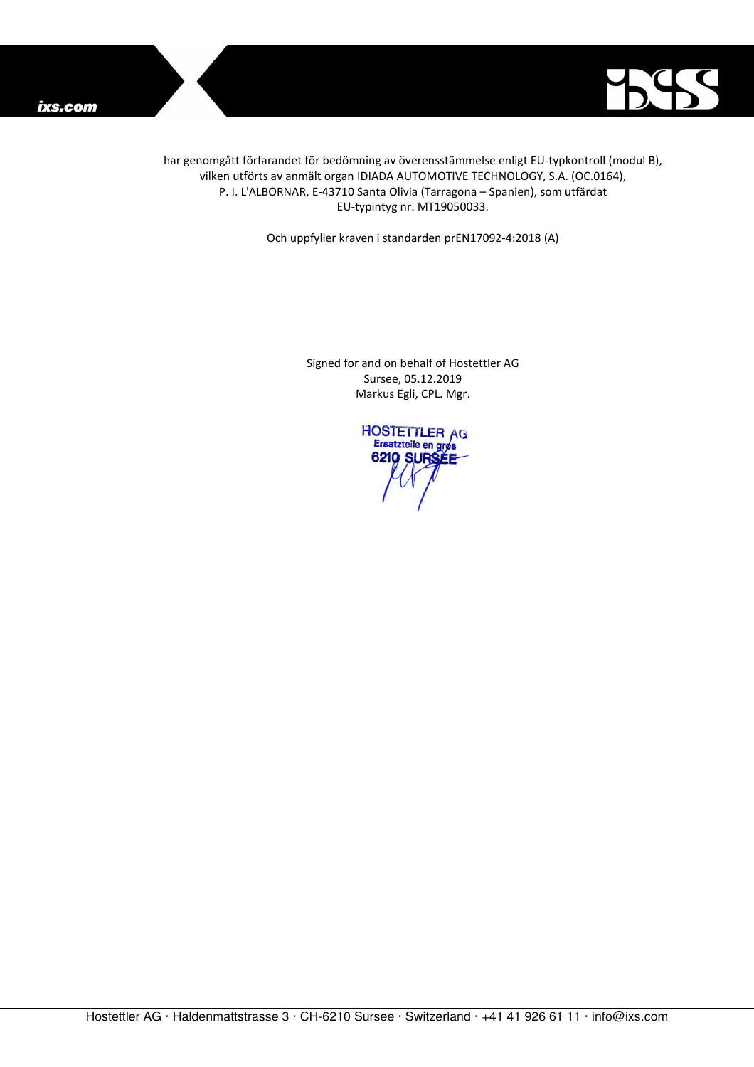har genomgått förfarandet för bedömning av överensstämmelse enligt EU-typkontroll (modul B), vilken utförts av anmält organ IDIADA AUTOMOTIVE TECHNOLOGY, S.A. (OC.0164), P. I. L'ALBORNAR, E-43710 Santa Olivia (Tarragona – Spanien), som utfärdat EU-typintyg nr. MT19050033.

Och uppfyller kraven i standarden prEN17092-4:2018 (A)

Signed for and on behalf of Hostettler AG
Sursee, 05.12.2019
Markus Egli, CPL. Mgr.

HOSTETTLER AG
Ersatzteile en gros
6210 SURSEE